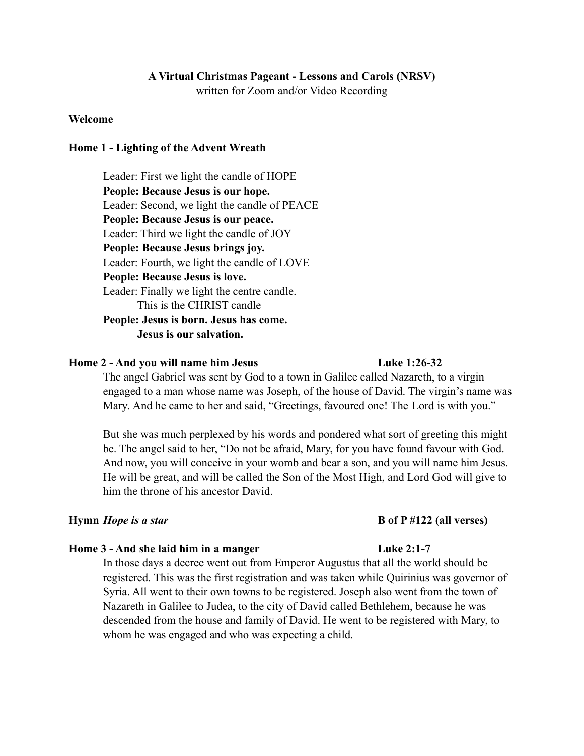**A Virtual Christmas Pageant - Lessons and Carols (NRSV)**
written for Zoom and/or Video Recording

**Welcome**

**Home 1 - Lighting of the Advent Wreath**

Leader: First we light the candle of HOPE
**People: Because Jesus is our hope.**
Leader: Second, we light the candle of PEACE
**People: Because Jesus is our peace.**
Leader: Third we light the candle of JOY
**People: Because Jesus brings joy.**
Leader: Fourth, we light the candle of LOVE
**People: Because Jesus is love.**
Leader: Finally we light the centre candle.
This is the CHRIST candle
**People: Jesus is born. Jesus has come.**
**Jesus is our salvation.**

**Home 2 - And you will name him Jesus** **Luke 1:26-32**

The angel Gabriel was sent by God to a town in Galilee called Nazareth, to a virgin engaged to a man whose name was Joseph, of the house of David. The virgin's name was Mary. And he came to her and said, "Greetings, favoured one! The Lord is with you."

But she was much perplexed by his words and pondered what sort of greeting this might be. The angel said to her, "Do not be afraid, Mary, for you have found favour with God. And now, you will conceive in your womb and bear a son, and you will name him Jesus. He will be great, and will be called the Son of the Most High, and Lord God will give to him the throne of his ancestor David.

**Hymn** ***Hope is a star*** **B of P #122 (all verses)**

**Home 3 - And she laid him in a manger** **Luke 2:1-7**

In those days a decree went out from Emperor Augustus that all the world should be registered. This was the first registration and was taken while Quirinius was governor of Syria. All went to their own towns to be registered. Joseph also went from the town of Nazareth in Galilee to Judea, to the city of David called Bethlehem, because he was descended from the house and family of David. He went to be registered with Mary, to whom he was engaged and who was expecting a child.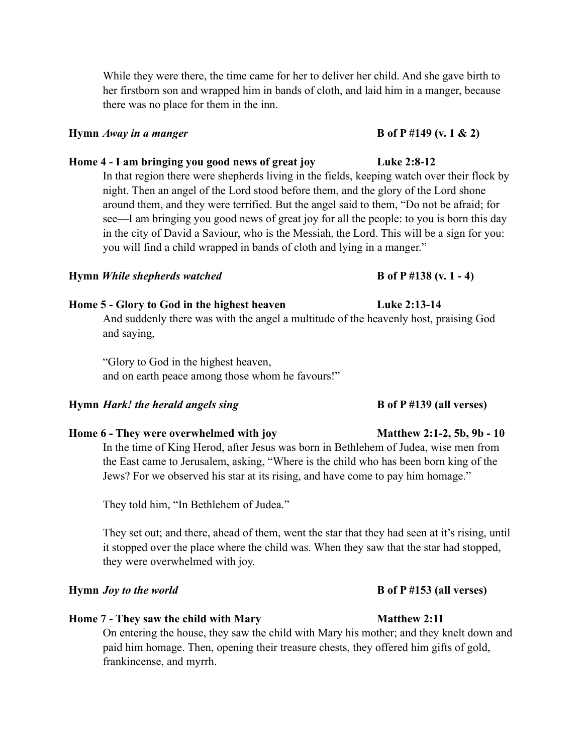While they were there, the time came for her to deliver her child. And she gave birth to her firstborn son and wrapped him in bands of cloth, and laid him in a manger, because there was no place for them in the inn.

**Hymn** ***Away in a manger*** **B of P #149 (v. 1 & 2)**

**Home 4 - I am bringing you good news of great joy** **Luke 2:8-12**

In that region there were shepherds living in the fields, keeping watch over their flock by night. Then an angel of the Lord stood before them, and the glory of the Lord shone around them, and they were terrified. But the angel said to them, "Do not be afraid; for see—I am bringing you good news of great joy for all the people: to you is born this day in the city of David a Saviour, who is the Messiah, the Lord. This will be a sign for you: you will find a child wrapped in bands of cloth and lying in a manger."

**Hymn** ***While shepherds watched*** **B of P #138 (v. 1 - 4)**

**Home 5 - Glory to God in the highest heaven** **Luke 2:13-14**

And suddenly there was with the angel a multitude of the heavenly host, praising God and saying,

"Glory to God in the highest heaven,
and on earth peace among those whom he favours!"

**Hymn** ***Hark! the herald angels sing*** **B of P #139 (all verses)**

**Home 6 - They were overwhelmed with joy** **Matthew 2:1-2, 5b, 9b - 10**

In the time of King Herod, after Jesus was born in Bethlehem of Judea, wise men from the East came to Jerusalem, asking, "Where is the child who has been born king of the Jews? For we observed his star at its rising, and have come to pay him homage."

They told him, "In Bethlehem of Judea."

They set out; and there, ahead of them, went the star that they had seen at it's rising, until it stopped over the place where the child was. When they saw that the star had stopped, they were overwhelmed with joy.

**Hymn** ***Joy to the world*** **B of P #153 (all verses)**

**Home 7 - They saw the child with Mary** **Matthew 2:11**

On entering the house, they saw the child with Mary his mother; and they knelt down and paid him homage. Then, opening their treasure chests, they offered him gifts of gold, frankincense, and myrrh.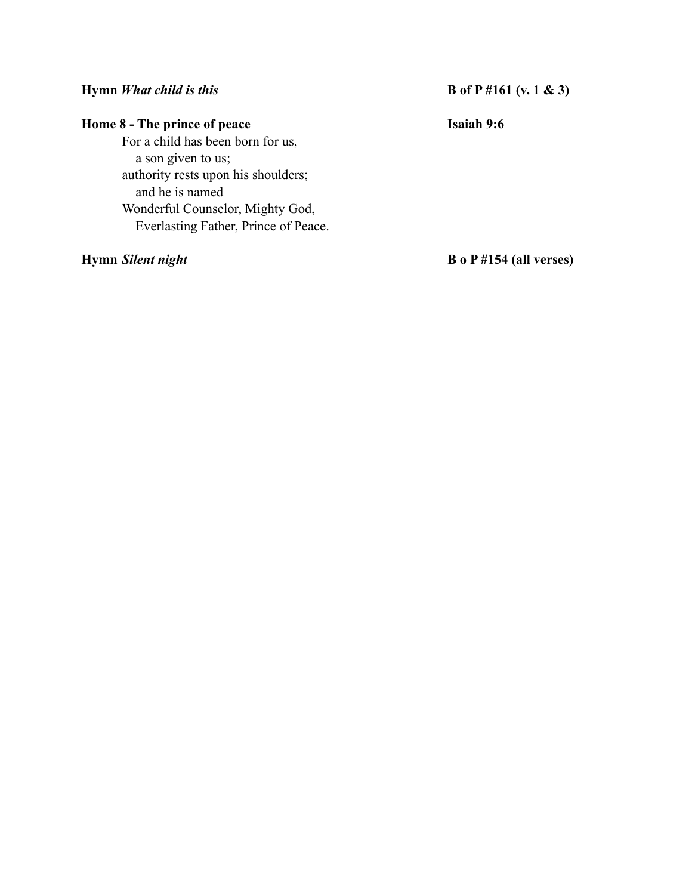**Hymn *What child is this*** **B of P #161 (v. 1 & 3)**

**Home 8 - The prince of peace** **Isaiah 9:6**

For a child has been born for us,
  a son given to us;
authority rests upon his shoulders;
  and he is named
Wonderful Counselor, Mighty God,
  Everlasting Father, Prince of Peace.

**Hymn *Silent night*** **B o P #154 (all verses)**